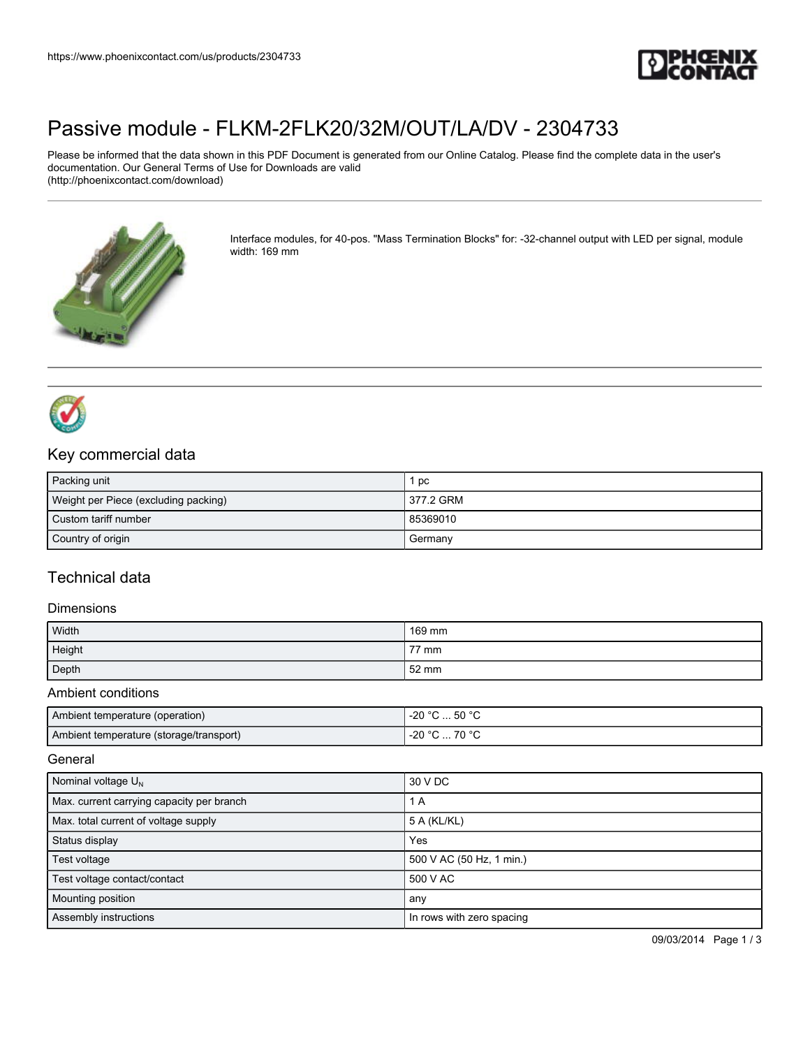# Passive module - FLKM-2FLK20/32M/OUT/LA/DV - 2304733

Please be informed that the data shown in this PDF Document is generated from our Online Catalog. Please find the complete data in the user's documentation. Our General Terms of Use for Downloads are valid (http://phoenixcontact.com/download)

Interface modules, for 40-pos. "Mass Termination Blocks" for: -32-channel output with LED per signal, module width: 169 mm

## Key commercial data

| Packing unit | 1 pc |
|---|---|
| Weight per Piece (excluding packing) | 377.2 GRM |
| Custom tariff number | 85369010 |
| Country of origin | Germany |

## Technical data

### Dimensions

| Width | 169 mm |
|---|---|
| Height | 77 mm |
| Depth | 52 mm |

### Ambient conditions

| Ambient temperature (operation) | -20 °C ... 50 °C |
|---|---|
| Ambient temperature (storage/transport) | -20 °C ... 70 °C |

### General

| Nominal voltage $U_N$ | 30 V DC |
|---|---|
| Max. current carrying capacity per branch | 1 A |
| Max. total current of voltage supply | 5 A (KL/KL) |
| Status display | Yes |
| Test voltage | 500 V AC (50 Hz, 1 min.) |
| Test voltage contact/contact | 500 V AC |
| Mounting position | any |
| Assembly instructions | In rows with zero spacing |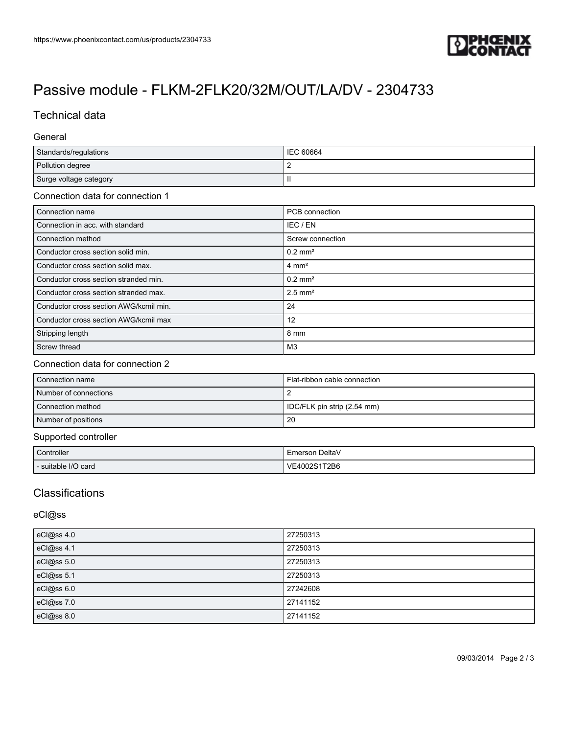# Passive module - FLKM-2FLK20/32M/OUT/LA/DV - 2304733

## Technical data

### General

| | |
|---|---|
| Standards/regulations | IEC 60664 |
| Pollution degree | 2 |
| Surge voltage category | II |

### Connection data for connection 1

| | |
|---|---|
| Connection name | PCB connection |
| Connection in acc. with standard | IEC / EN |
| Connection method | Screw connection |
| Conductor cross section solid min. | 0.2 mm² |
| Conductor cross section solid max. | 4 mm² |
| Conductor cross section stranded min. | 0.2 mm² |
| Conductor cross section stranded max. | 2.5 mm² |
| Conductor cross section AWG/kcmil min. | 24 |
| Conductor cross section AWG/kcmil max | 12 |
| Stripping length | 8 mm |
| Screw thread | M3 |

### Connection data for connection 2

| | |
|---|---|
| Connection name | Flat-ribbon cable connection |
| Number of connections | 2 |
| Connection method | IDC/FLK pin strip (2.54 mm) |
| Number of positions | 20 |

### Supported controller

| | |
|---|---|
| Controller | Emerson DeltaV |
| - suitable I/O card | VE4002S1T2B6 |

## Classifications

### eCl@ss

| | |
|---|---|
| eCl@ss 4.0 | 27250313 |
| eCl@ss 4.1 | 27250313 |
| eCl@ss 5.0 | 27250313 |
| eCl@ss 5.1 | 27250313 |
| eCl@ss 6.0 | 27242608 |
| eCl@ss 7.0 | 27141152 |
| eCl@ss 8.0 | 27141152 |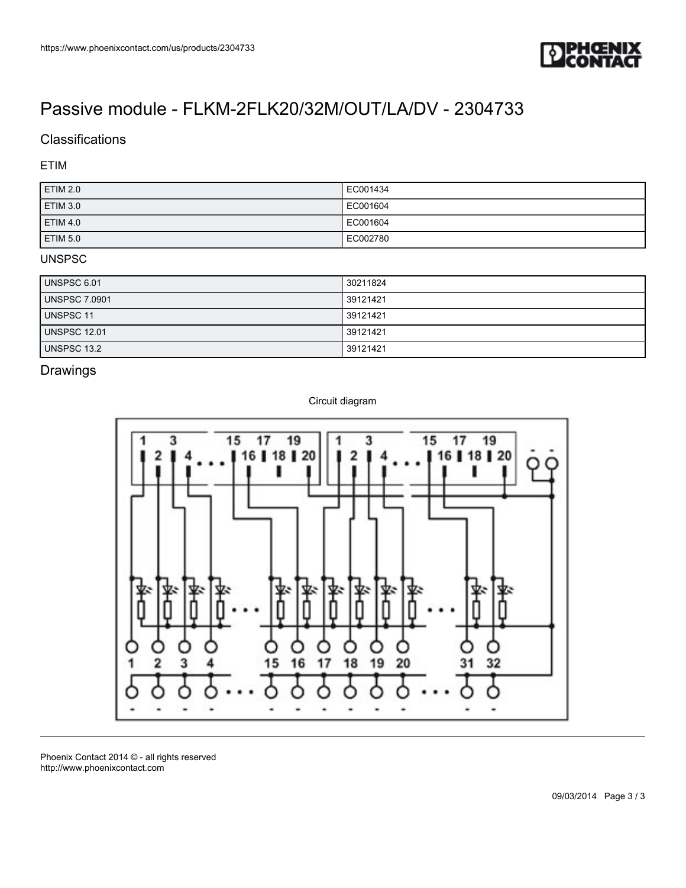# Passive module - FLKM-2FLK20/32M/OUT/LA/DV - 2304733

## Classifications

### ETIM

| | |
|---|---|
| ETIM 2.0 | EC001434 |
| ETIM 3.0 | EC001604 |
| ETIM 4.0 | EC001604 |
| ETIM 5.0 | EC002780 |

### UNSPSC

| | |
|---|---|
| UNSPSC 6.01 | 30211824 |
| UNSPSC 7.0901 | 39121421 |
| UNSPSC 11 | 39121421 |
| UNSPSC 12.01 | 39121421 |
| UNSPSC 13.2 | 39121421 |

## Drawings

Circuit diagram

1 3 15 17 19 1 3 15 17 19

2 4 16 18 20 2 4 16 18 20

1 2 3 4 15 16 17 18 19 20 31 32

Phoenix Contact 2014 © - all rights reserved
http://www.phoenixcontact.com